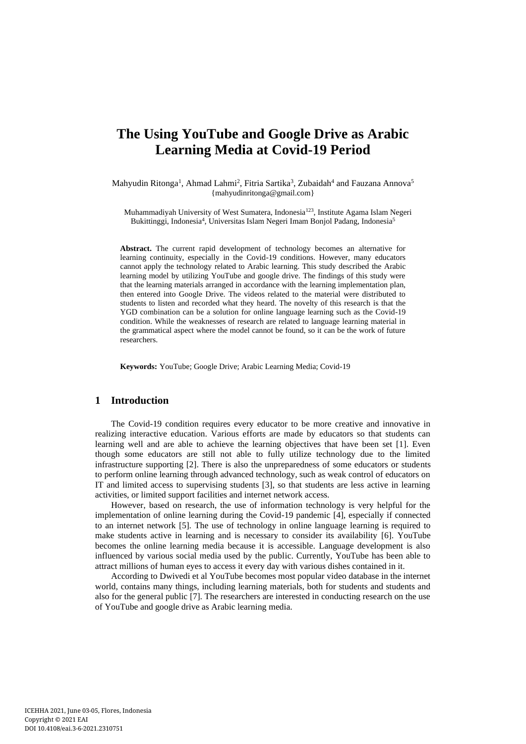# The Using YouTube and Google Drive as Arabic Learning Media at Covid-19 Period

Mahyudin Ritonga[1], Ahmad Lahmi[2], Fitria Sartika[3], Zubaidah[4] and Fauzana Annova[5]
{mahyudinritonga@gmail.com}

Muhammadiyah University of West Sumatera, Indonesia[123], Institute Agama Islam Negeri Bukittinggi, Indonesia[4], Universitas Islam Negeri Imam Bonjol Padang, Indonesia[5]

**Abstract.** The current rapid development of technology becomes an alternative for learning continuity, especially in the Covid-19 conditions. However, many educators cannot apply the technology related to Arabic learning. This study described the Arabic learning model by utilizing YouTube and google drive. The findings of this study were that the learning materials arranged in accordance with the learning implementation plan, then entered into Google Drive. The videos related to the material were distributed to students to listen and recorded what they heard. The novelty of this research is that the YGD combination can be a solution for online language learning such as the Covid-19 condition. While the weaknesses of research are related to language learning material in the grammatical aspect where the model cannot be found, so it can be the work of future researchers.

**Keywords:** YouTube; Google Drive; Arabic Learning Media; Covid-19

## 1 Introduction

The Covid-19 condition requires every educator to be more creative and innovative in realizing interactive education. Various efforts are made by educators so that students can learning well and are able to achieve the learning objectives that have been set [1]. Even though some educators are still not able to fully utilize technology due to the limited infrastructure supporting [2]. There is also the unpreparedness of some educators or students to perform online learning through advanced technology, such as weak control of educators on IT and limited access to supervising students [3], so that students are less active in learning activities, or limited support facilities and internet network access.

However, based on research, the use of information technology is very helpful for the implementation of online learning during the Covid-19 pandemic [4], especially if connected to an internet network [5]. The use of technology in online language learning is required to make students active in learning and is necessary to consider its availability [6]. YouTube becomes the online learning media because it is accessible. Language development is also influenced by various social media used by the public. Currently, YouTube has been able to attract millions of human eyes to access it every day with various dishes contained in it.

According to Dwivedi et al YouTube becomes most popular video database in the internet world, contains many things, including learning materials, both for students and students and also for the general public [7]. The researchers are interested in conducting research on the use of YouTube and google drive as Arabic learning media.

ICEHHA 2021, June 03-05, Flores, Indonesia
Copyright © 2021 EAI
DOI 10.4108/eai.3-6-2021.2310751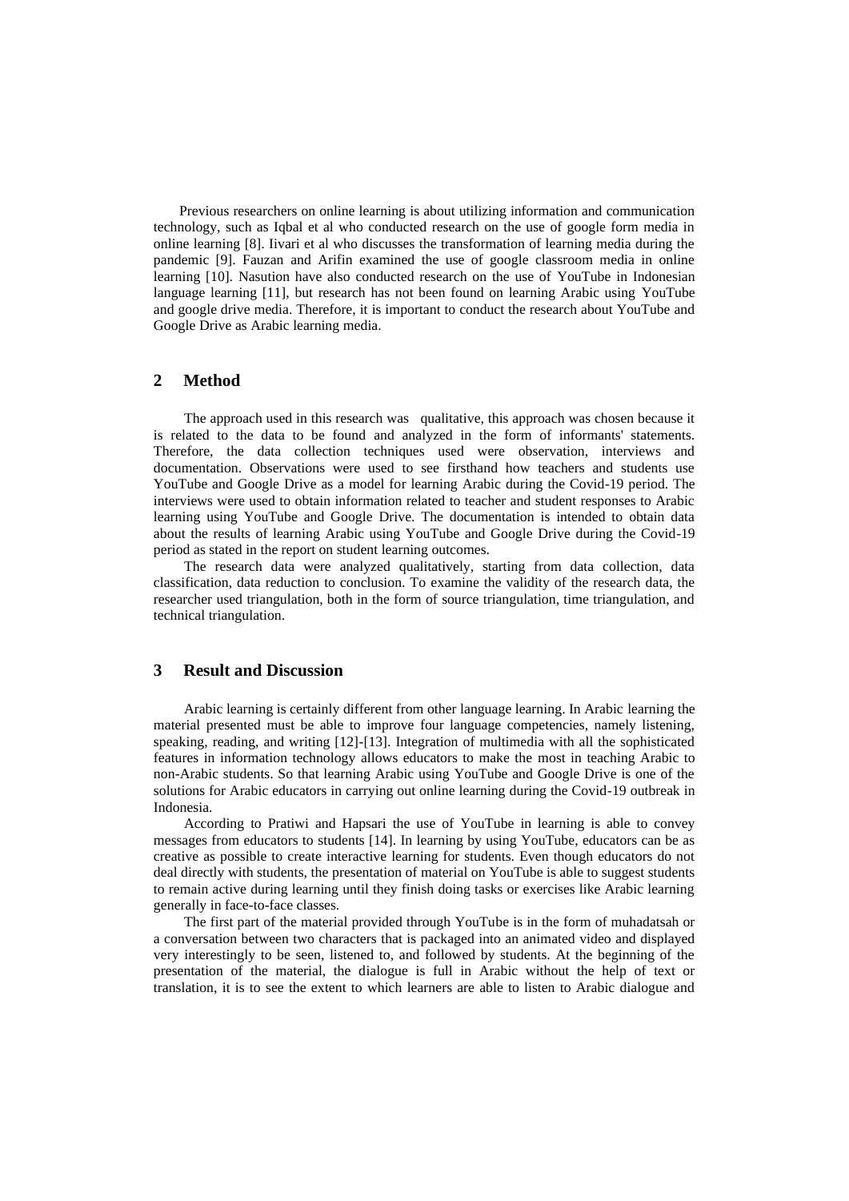Previous researchers on online learning is about utilizing information and communication technology, such as Iqbal et al who conducted research on the use of google form media in online learning [8]. Iivari et al who discusses the transformation of learning media during the pandemic [9]. Fauzan and Arifin examined the use of google classroom media in online learning [10]. Nasution have also conducted research on the use of YouTube in Indonesian language learning [11], but research has not been found on learning Arabic using YouTube and google drive media. Therefore, it is important to conduct the research about YouTube and Google Drive as Arabic learning media.

## 2 Method

The approach used in this research was qualitative, this approach was chosen because it is related to the data to be found and analyzed in the form of informants' statements. Therefore, the data collection techniques used were observation, interviews and documentation. Observations were used to see firsthand how teachers and students use YouTube and Google Drive as a model for learning Arabic during the Covid-19 period. The interviews were used to obtain information related to teacher and student responses to Arabic learning using YouTube and Google Drive. The documentation is intended to obtain data about the results of learning Arabic using YouTube and Google Drive during the Covid-19 period as stated in the report on student learning outcomes.

The research data were analyzed qualitatively, starting from data collection, data classification, data reduction to conclusion. To examine the validity of the research data, the researcher used triangulation, both in the form of source triangulation, time triangulation, and technical triangulation.

## 3 Result and Discussion

Arabic learning is certainly different from other language learning. In Arabic learning the material presented must be able to improve four language competencies, namely listening, speaking, reading, and writing [12]-[13]. Integration of multimedia with all the sophisticated features in information technology allows educators to make the most in teaching Arabic to non-Arabic students. So that learning Arabic using YouTube and Google Drive is one of the solutions for Arabic educators in carrying out online learning during the Covid-19 outbreak in Indonesia.

According to Pratiwi and Hapsari the use of YouTube in learning is able to convey messages from educators to students [14]. In learning by using YouTube, educators can be as creative as possible to create interactive learning for students. Even though educators do not deal directly with students, the presentation of material on YouTube is able to suggest students to remain active during learning until they finish doing tasks or exercises like Arabic learning generally in face-to-face classes.

The first part of the material provided through YouTube is in the form of muhadatsah or a conversation between two characters that is packaged into an animated video and displayed very interestingly to be seen, listened to, and followed by students. At the beginning of the presentation of the material, the dialogue is full in Arabic without the help of text or translation, it is to see the extent to which learners are able to listen to Arabic dialogue and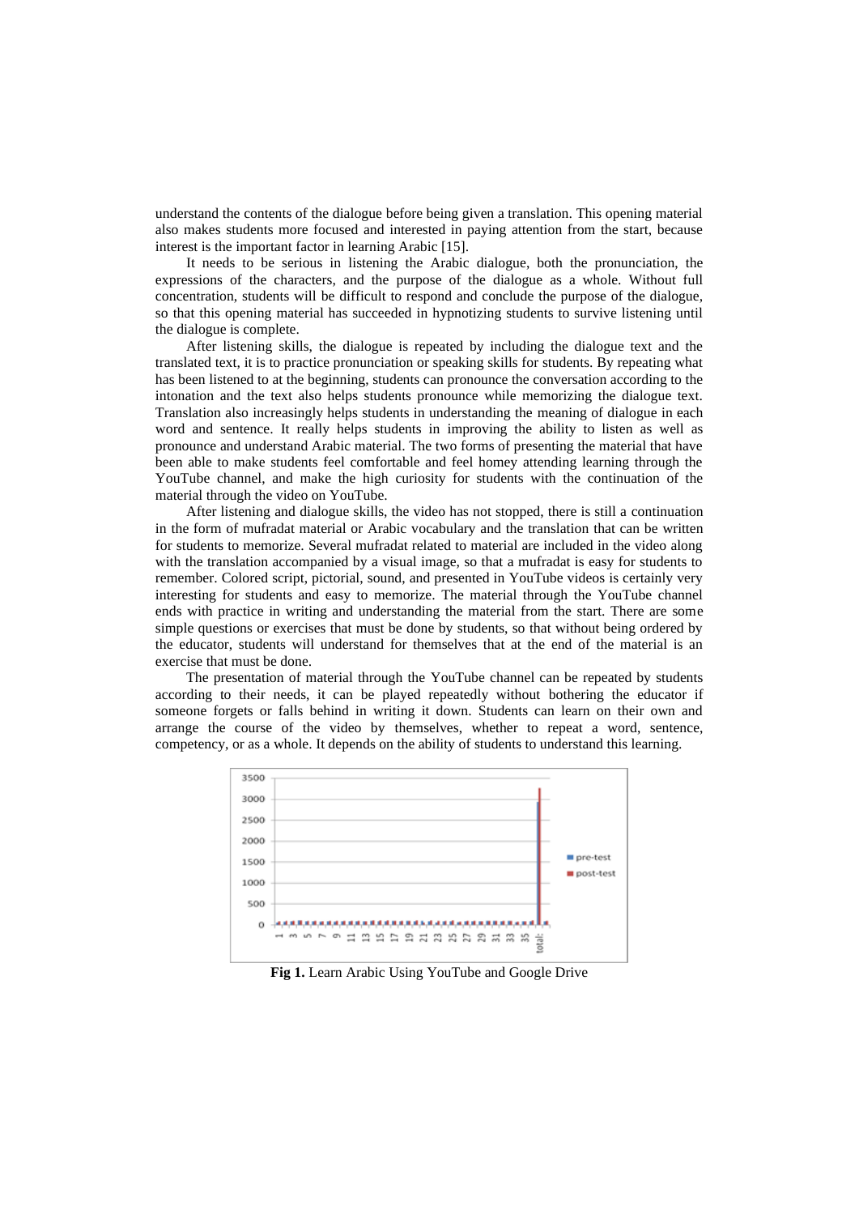understand the contents of the dialogue before being given a translation. This opening material also makes students more focused and interested in paying attention from the start, because interest is the important factor in learning Arabic [15].

It needs to be serious in listening the Arabic dialogue, both the pronunciation, the expressions of the characters, and the purpose of the dialogue as a whole. Without full concentration, students will be difficult to respond and conclude the purpose of the dialogue, so that this opening material has succeeded in hypnotizing students to survive listening until the dialogue is complete.

After listening skills, the dialogue is repeated by including the dialogue text and the translated text, it is to practice pronunciation or speaking skills for students. By repeating what has been listened to at the beginning, students can pronounce the conversation according to the intonation and the text also helps students pronounce while memorizing the dialogue text. Translation also increasingly helps students in understanding the meaning of dialogue in each word and sentence. It really helps students in improving the ability to listen as well as pronounce and understand Arabic material. The two forms of presenting the material that have been able to make students feel comfortable and feel homey attending learning through the YouTube channel, and make the high curiosity for students with the continuation of the material through the video on YouTube.

After listening and dialogue skills, the video has not stopped, there is still a continuation in the form of mufradat material or Arabic vocabulary and the translation that can be written for students to memorize. Several mufradat related to material are included in the video along with the translation accompanied by a visual image, so that a mufradat is easy for students to remember. Colored script, pictorial, sound, and presented in YouTube videos is certainly very interesting for students and easy to memorize. The material through the YouTube channel ends with practice in writing and understanding the material from the start. There are some simple questions or exercises that must be done by students, so that without being ordered by the educator, students will understand for themselves that at the end of the material is an exercise that must be done.

The presentation of material through the YouTube channel can be repeated by students according to their needs, it can be played repeatedly without bothering the educator if someone forgets or falls behind in writing it down. Students can learn on their own and arrange the course of the video by themselves, whether to repeat a word, sentence, competency, or as a whole. It depends on the ability of students to understand this learning.

**Fig 1.** Learn Arabic Using YouTube and Google Drive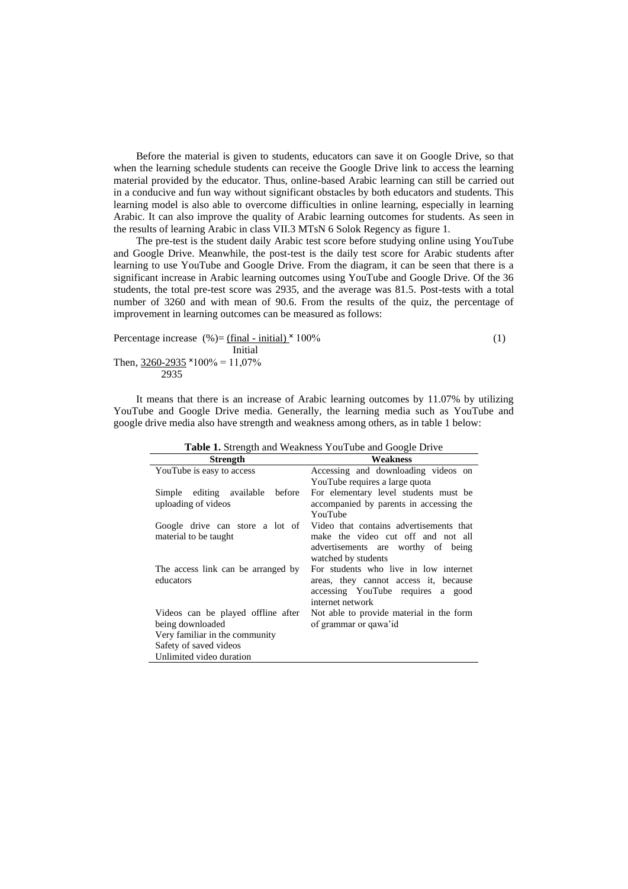Before the material is given to students, educators can save it on Google Drive, so that when the learning schedule students can receive the Google Drive link to access the learning material provided by the educator. Thus, online-based Arabic learning can still be carried out in a conducive and fun way without significant obstacles by both educators and students. This learning model is also able to overcome difficulties in online learning, especially in learning Arabic. It can also improve the quality of Arabic learning outcomes for students. As seen in the results of learning Arabic in class VII.3 MTsN 6 Solok Regency as figure 1.

The pre-test is the student daily Arabic test score before studying online using YouTube and Google Drive. Meanwhile, the post-test is the daily test score for Arabic students after learning to use YouTube and Google Drive. From the diagram, it can be seen that there is a significant increase in Arabic learning outcomes using YouTube and Google Drive. Of the 36 students, the total pre-test score was 2935, and the average was 81.5. Post-tests with a total number of 3260 and with mean of 90.6. From the results of the quiz, the percentage of improvement in learning outcomes can be measured as follows:

$$\text{Percentage increase } (\%) = \frac{(\text{final - initial})}{\text{Initial}} \times 100\% \tag{1}$$

Then, $\frac{3260-2935}{2935} \times 100\% = 11{,}07\%$

It means that there is an increase of Arabic learning outcomes by 11.07% by utilizing YouTube and Google Drive media. Generally, the learning media such as YouTube and google drive media also have strength and weakness among others, as in table 1 below:

**Table 1.** Strength and Weakness YouTube and Google Drive

| Strength | Weakness |
|---|---|
| YouTube is easy to access | Accessing and downloading videos on YouTube requires a large quota |
| Simple editing available before uploading of videos | For elementary level students must be accompanied by parents in accessing the YouTube |
| Google drive can store a lot of material to be taught | Video that contains advertisements that make the video cut off and not all advertisements are worthy of being watched by students |
| The access link can be arranged by educators | For students who live in low internet areas, they cannot access it, because accessing YouTube requires a good internet network |
| Videos can be played offline after being downloaded | Not able to provide material in the form of grammar or qawa'id |
| Very familiar in the community | |
| Safety of saved videos | |
| Unlimited video duration | |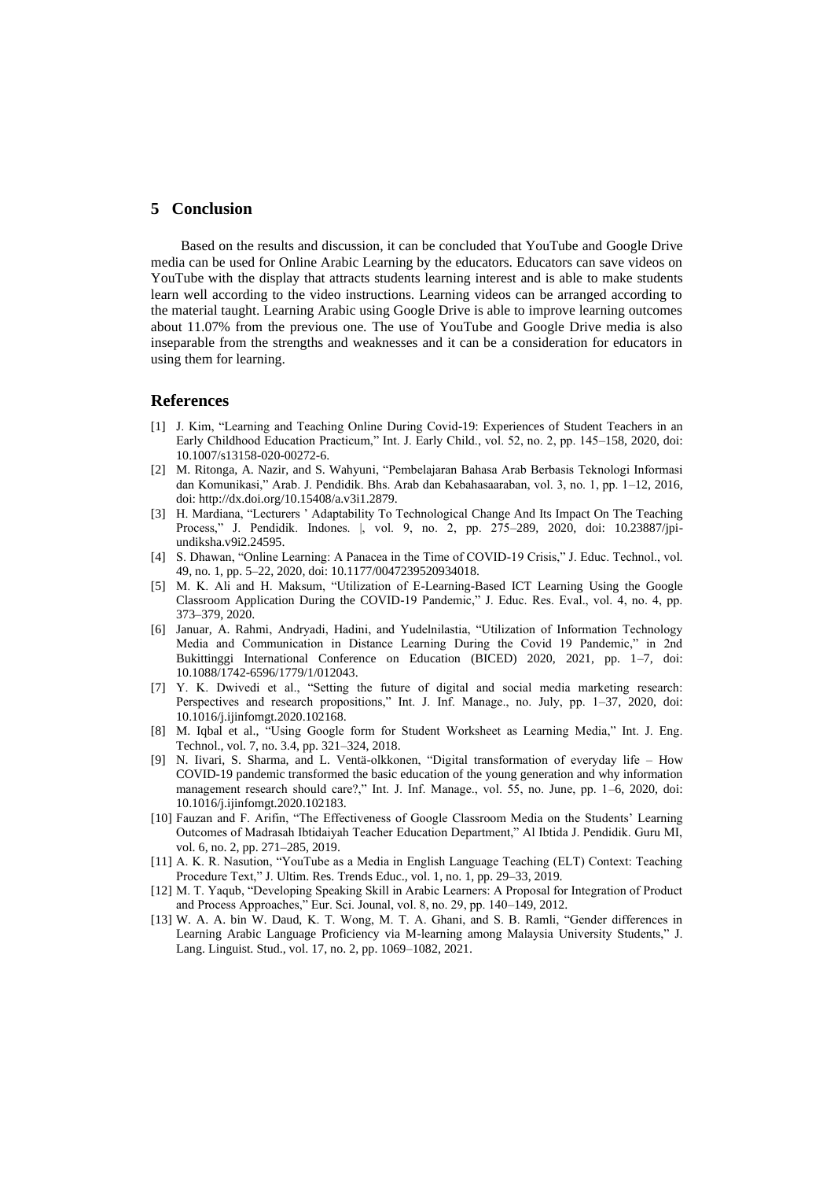## 5 Conclusion

Based on the results and discussion, it can be concluded that YouTube and Google Drive media can be used for Online Arabic Learning by the educators. Educators can save videos on YouTube with the display that attracts students learning interest and is able to make students learn well according to the video instructions. Learning videos can be arranged according to the material taught. Learning Arabic using Google Drive is able to improve learning outcomes about 11.07% from the previous one. The use of YouTube and Google Drive media is also inseparable from the strengths and weaknesses and it can be a consideration for educators in using them for learning.

## References

[1] J. Kim, "Learning and Teaching Online During Covid-19: Experiences of Student Teachers in an Early Childhood Education Practicum," Int. J. Early Child., vol. 52, no. 2, pp. 145–158, 2020, doi: 10.1007/s13158-020-00272-6.

[2] M. Ritonga, A. Nazir, and S. Wahyuni, "Pembelajaran Bahasa Arab Berbasis Teknologi Informasi dan Komunikasi," Arab. J. Pendidik. Bhs. Arab dan Kebahasaaraban, vol. 3, no. 1, pp. 1–12, 2016, doi: http://dx.doi.org/10.15408/a.v3i1.2879.

[3] H. Mardiana, "Lecturers ' Adaptability To Technological Change And Its Impact On The Teaching Process," J. Pendidik. Indones. |, vol. 9, no. 2, pp. 275–289, 2020, doi: 10.23887/jpi-undiksha.v9i2.24595.

[4] S. Dhawan, "Online Learning: A Panacea in the Time of COVID-19 Crisis," J. Educ. Technol., vol. 49, no. 1, pp. 5–22, 2020, doi: 10.1177/0047239520934018.

[5] M. K. Ali and H. Maksum, "Utilization of E-Learning-Based ICT Learning Using the Google Classroom Application During the COVID-19 Pandemic," J. Educ. Res. Eval., vol. 4, no. 4, pp. 373–379, 2020.

[6] Januar, A. Rahmi, Andryadi, Hadini, and Yudelnilastia, "Utilization of Information Technology Media and Communication in Distance Learning During the Covid 19 Pandemic," in 2nd Bukittinggi International Conference on Education (BICED) 2020, 2021, pp. 1–7, doi: 10.1088/1742-6596/1779/1/012043.

[7] Y. K. Dwivedi et al., "Setting the future of digital and social media marketing research: Perspectives and research propositions," Int. J. Inf. Manage., no. July, pp. 1–37, 2020, doi: 10.1016/j.ijinfomgt.2020.102168.

[8] M. Iqbal et al., "Using Google form for Student Worksheet as Learning Media," Int. J. Eng. Technol., vol. 7, no. 3.4, pp. 321–324, 2018.

[9] N. Iivari, S. Sharma, and L. Ventä-olkkonen, "Digital transformation of everyday life – How COVID-19 pandemic transformed the basic education of the young generation and why information management research should care?," Int. J. Inf. Manage., vol. 55, no. June, pp. 1–6, 2020, doi: 10.1016/j.ijinfomgt.2020.102183.

[10] Fauzan and F. Arifin, "The Effectiveness of Google Classroom Media on the Students' Learning Outcomes of Madrasah Ibtidaiyah Teacher Education Department," Al Ibtida J. Pendidik. Guru MI, vol. 6, no. 2, pp. 271–285, 2019.

[11] A. K. R. Nasution, "YouTube as a Media in English Language Teaching (ELT) Context: Teaching Procedure Text," J. Ultim. Res. Trends Educ., vol. 1, no. 1, pp. 29–33, 2019.

[12] M. T. Yaqub, "Developing Speaking Skill in Arabic Learners: A Proposal for Integration of Product and Process Approaches," Eur. Sci. Jounal, vol. 8, no. 29, pp. 140–149, 2012.

[13] W. A. A. bin W. Daud, K. T. Wong, M. T. A. Ghani, and S. B. Ramli, "Gender differences in Learning Arabic Language Proficiency via M-learning among Malaysia University Students," J. Lang. Linguist. Stud., vol. 17, no. 2, pp. 1069–1082, 2021.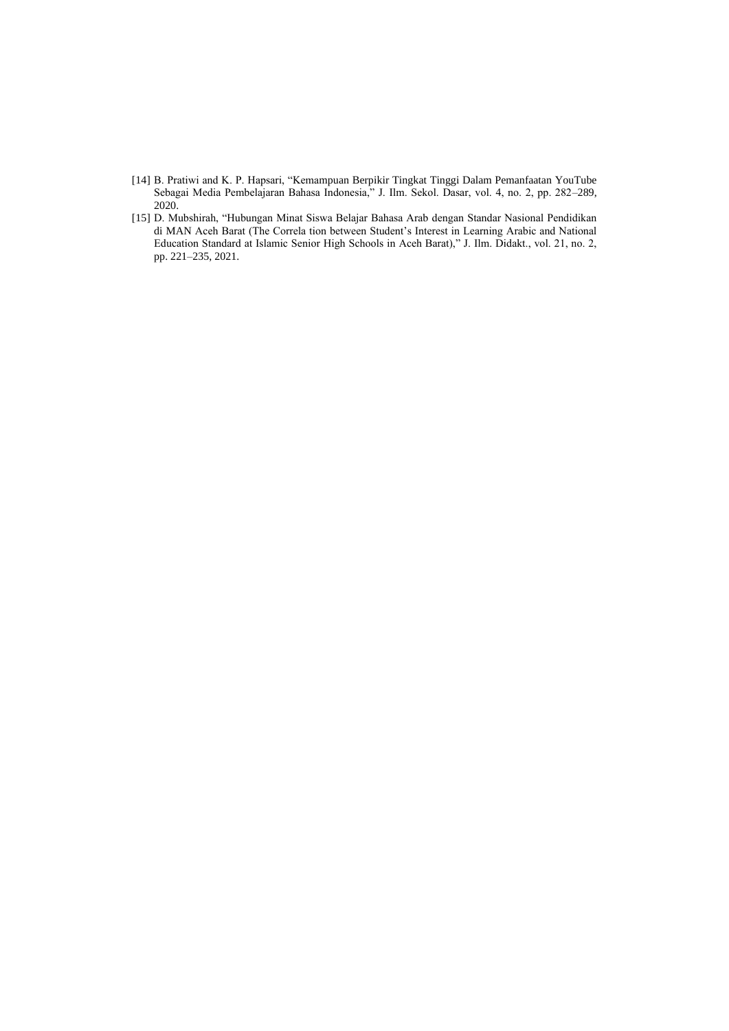[14] B. Pratiwi and K. P. Hapsari, "Kemampuan Berpikir Tingkat Tinggi Dalam Pemanfaatan YouTube Sebagai Media Pembelajaran Bahasa Indonesia," J. Ilm. Sekol. Dasar, vol. 4, no. 2, pp. 282–289, 2020.

[15] D. Mubshirah, "Hubungan Minat Siswa Belajar Bahasa Arab dengan Standar Nasional Pendidikan di MAN Aceh Barat (The Correla tion between Student's Interest in Learning Arabic and National Education Standard at Islamic Senior High Schools in Aceh Barat)," J. Ilm. Didakt., vol. 21, no. 2, pp. 221–235, 2021.